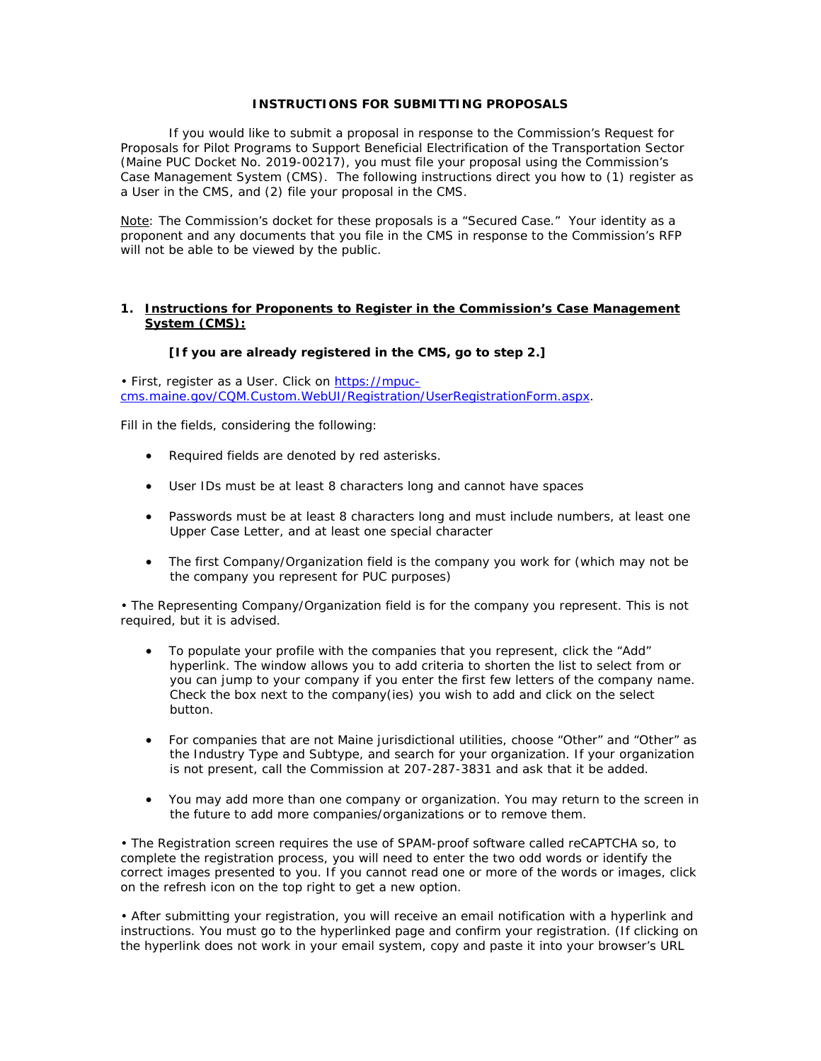**INSTRUCTIONS FOR SUBMITTING PROPOSALS**

If you would like to submit a proposal in response to the Commission's Request for Proposals for Pilot Programs to Support Beneficial Electrification of the Transportation Sector (Maine PUC Docket No. 2019-00217), you must file your proposal using the Commission's Case Management System (CMS). The following instructions direct you how to (1) register as a User in the CMS, and (2) file your proposal in the CMS.

<u>Note</u>: The Commission's docket for these proposals is a "Secured Case." Your identity as a proponent and any documents that you file in the CMS in response to the Commission's RFP will not be able to be viewed by the public.

1. **<u>Instructions for Proponents to Register in the Commission's Case Management System (CMS):</u>**

   **[If you are already registered in the CMS, go to step 2.]**

• First, register as a User. Click on [https://mpuc-cms.maine.gov/CQM.Custom.WebUI/Registration/UserRegistrationForm.aspx](https://mpuc-cms.maine.gov/CQM.Custom.WebUI/Registration/UserRegistrationForm.aspx).

Fill in the fields, considering the following:

- Required fields are denoted by red asterisks.
- User IDs must be at least 8 characters long and cannot have spaces
- Passwords must be at least 8 characters long and must include numbers, at least one Upper Case Letter, and at least one special character
- The first Company/Organization field is the company you work for (which may not be the company you represent for PUC purposes)

• The Representing Company/Organization field is for the company you represent. This is not required, but it is advised.

- To populate your profile with the companies that you represent, click the "Add" hyperlink. The window allows you to add criteria to shorten the list to select from or you can jump to your company if you enter the first few letters of the company name. Check the box next to the company(ies) you wish to add and click on the select button.
- For companies that are not Maine jurisdictional utilities, choose "Other" and "Other" as the Industry Type and Subtype, and search for your organization. If your organization is not present, call the Commission at 207-287-3831 and ask that it be added.
- You may add more than one company or organization. You may return to the screen in the future to add more companies/organizations or to remove them.

• The Registration screen requires the use of SPAM-proof software called reCAPTCHA so, to complete the registration process, you will need to enter the two odd words or identify the correct images presented to you. If you cannot read one or more of the words or images, click on the refresh icon on the top right to get a new option.

• After submitting your registration, you will receive an email notification with a hyperlink and instructions. You must go to the hyperlinked page and confirm your registration. (If clicking on the hyperlink does not work in your email system, copy and paste it into your browser's URL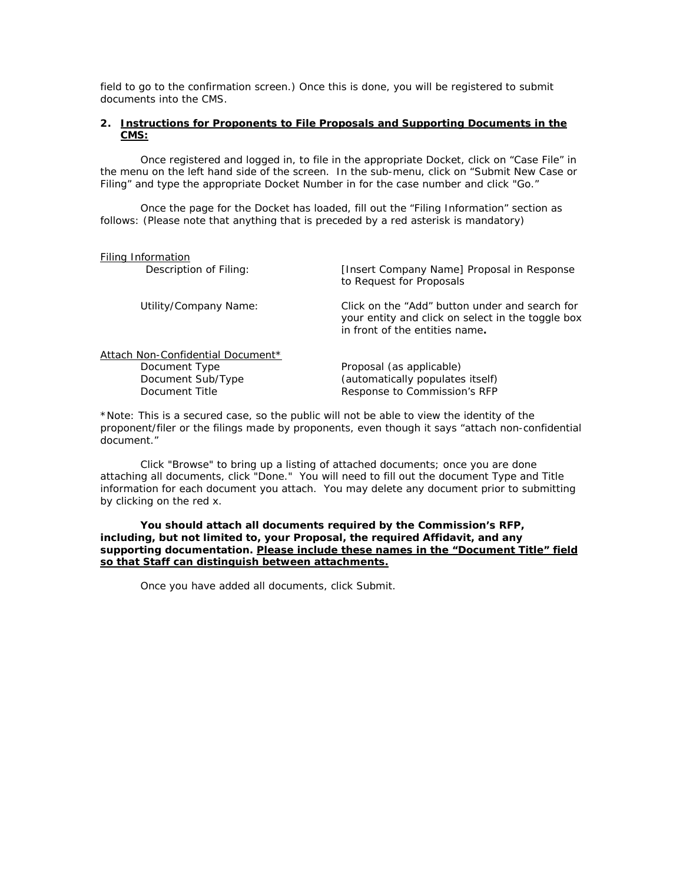field to go to the confirmation screen.) Once this is done, you will be registered to submit documents into the CMS.

**2. Instructions for Proponents to File Proposals and Supporting Documents in the CMS:**

Once registered and logged in, to file in the appropriate Docket, click on “Case File” in the menu on the left hand side of the screen. In the sub-menu, click on “Submit New Case or Filing” and type the appropriate Docket Number in for the case number and click "Go."

Once the page for the Docket has loaded, fill out the “Filing Information” section as follows: (Please note that anything that is preceded by a red asterisk is mandatory)

Filing Information

| | |
|---|---|
| Description of Filing: | [Insert Company Name] Proposal in Response to Request for Proposals |
| Utility/Company Name: | Click on the “Add” button under and search for your entity and click on select in the toggle box in front of the entities name**.** |

Attach Non-Confidential Document*

| | |
|---|---|
| Document Type | Proposal (as applicable) |
| Document Sub/Type | (automatically populates itself) |
| Document Title | Response to Commission’s RFP |

*Note: This is a secured case, so the public will not be able to view the identity of the proponent/filer or the filings made by proponents, even though it says “attach non-confidential document.”

Click "Browse" to bring up a listing of attached documents; once you are done attaching all documents, click "Done." You will need to fill out the document Type and Title information for each document you attach. You may delete any document prior to submitting by clicking on the red x.

**You should attach all documents required by the Commission’s RFP, including, but not limited to, your Proposal, the required Affidavit, and any supporting documentation. Please include these names in the “Document Title” field so that Staff can distinguish between attachments.**

Once you have added all documents, click Submit.